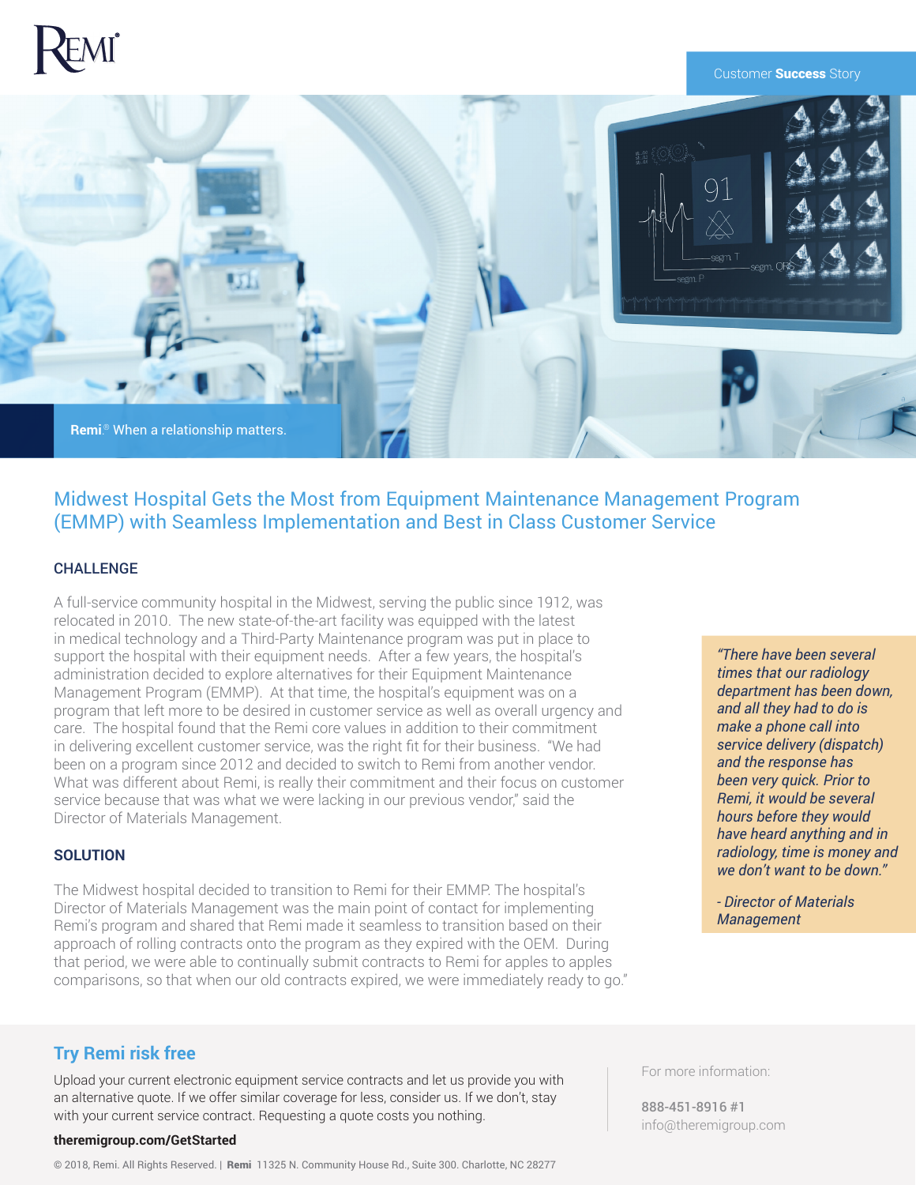REMI

Customer **Success** Story

**Remi**® When a relationship matters.

# Midwest Hospital Gets the Most from Equipment Maintenance Management Program (EMMP) with Seamless Implementation and Best in Class Customer Service

## CHALLENGE

A full-service community hospital in the Midwest, serving the public since 1912, was relocated in 2010. The new state-of-the-art facility was equipped with the latest in medical technology and a Third-Party Maintenance program was put in place to support the hospital with their equipment needs. After a few years, the hospital's administration decided to explore alternatives for their Equipment Maintenance Management Program (EMMP). At that time, the hospital's equipment was on a program that left more to be desired in customer service as well as overall urgency and care. The hospital found that the Remi core values in addition to their commitment in delivering excellent customer service, was the right fit for their business. "We had been on a program since 2012 and decided to switch to Remi from another vendor. What was different about Remi, is really their commitment and their focus on customer service because that was what we were lacking in our previous vendor," said the Director of Materials Management.

## SOLUTION

The Midwest hospital decided to transition to Remi for their EMMP. The hospital's Director of Materials Management was the main point of contact for implementing Remi's program and shared that Remi made it seamless to transition based on their approach of rolling contracts onto the program as they expired with the OEM. During that period, we were able to continually submit contracts to Remi for apples to apples comparisons, so that when our old contracts expired, we were immediately ready to go."

> *"There have been several times that our radiology department has been down, and all they had to do is make a phone call into service delivery (dispatch) and the response has been very quick. Prior to Remi, it would be several hours before they would have heard anything and in radiology, time is money and we don't want to be down."*
>
> *- Director of Materials Management*

## Try Remi risk free

Upload your current electronic equipment service contracts and let us provide you with an alternative quote. If we offer similar coverage for less, consider us. If we don't, stay with your current service contract. Requesting a quote costs you nothing.

**theremigroup.com/GetStarted**

For more information:

**888-451-8916 #1**
info@theremigroup.com

© 2018, Remi. All Rights Reserved. | **Remi** 11325 N. Community House Rd., Suite 300. Charlotte, NC 28277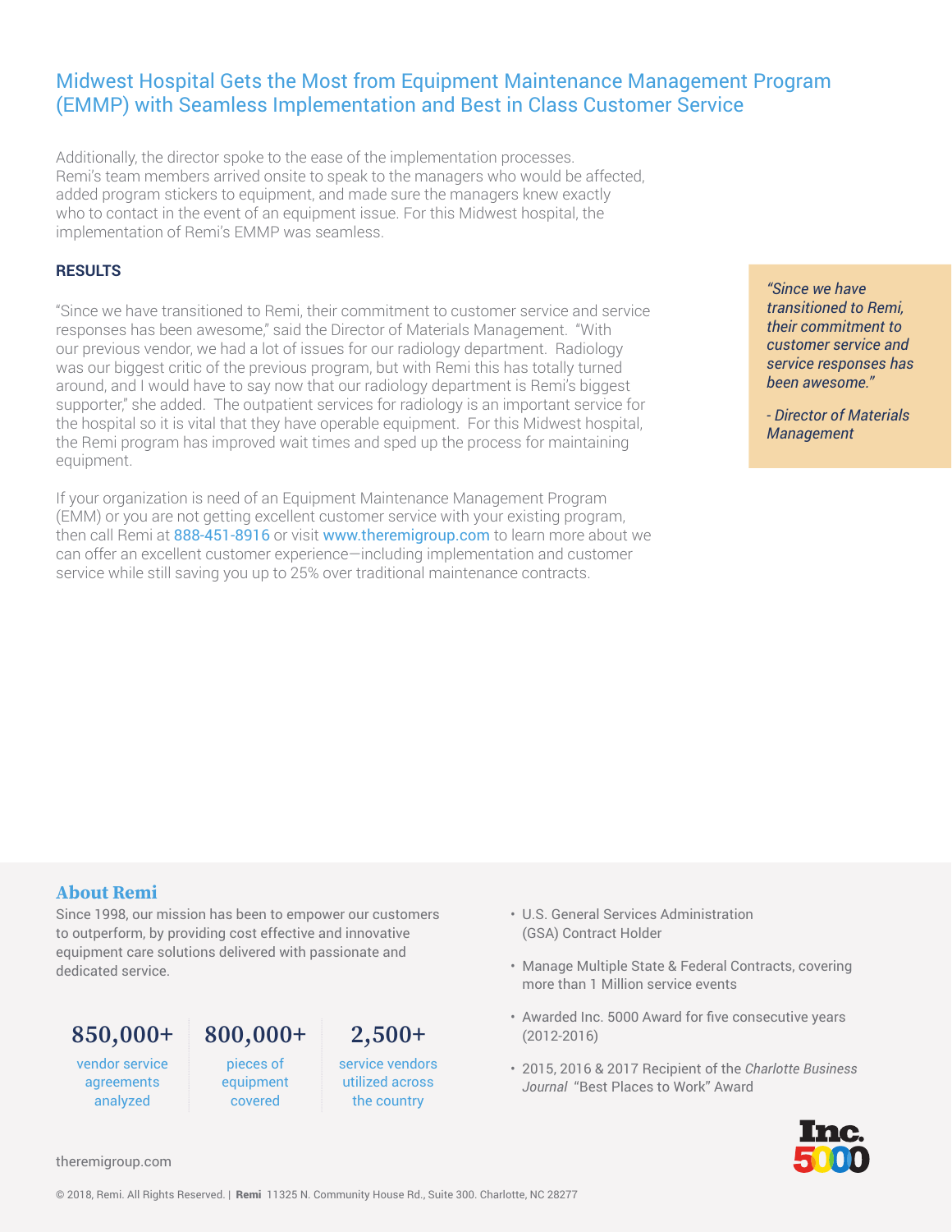# Midwest Hospital Gets the Most from Equipment Maintenance Management Program (EMMP) with Seamless Implementation and Best in Class Customer Service

Additionally, the director spoke to the ease of the implementation processes. Remi's team members arrived onsite to speak to the managers who would be affected, added program stickers to equipment, and made sure the managers knew exactly who to contact in the event of an equipment issue. For this Midwest hospital, the implementation of Remi's EMMP was seamless.

**RESULTS**

"Since we have transitioned to Remi, their commitment to customer service and service responses has been awesome," said the Director of Materials Management. "With our previous vendor, we had a lot of issues for our radiology department. Radiology was our biggest critic of the previous program, but with Remi this has totally turned around, and I would have to say now that our radiology department is Remi's biggest supporter," she added. The outpatient services for radiology is an important service for the hospital so it is vital that they have operable equipment. For this Midwest hospital, the Remi program has improved wait times and sped up the process for maintaining equipment.

*"Since we have transitioned to Remi, their commitment to customer service and service responses has been awesome."*

*- Director of Materials Management*

If your organization is need of an Equipment Maintenance Management Program (EMM) or you are not getting excellent customer service with your existing program, then call Remi at 888-451-8916 or visit www.theremigroup.com to learn more about we can offer an excellent customer experience—including implementation and customer service while still saving you up to 25% over traditional maintenance contracts.

## About Remi

Since 1998, our mission has been to empower our customers to outperform, by providing cost effective and innovative equipment care solutions delivered with passionate and dedicated service.

**850,000+** vendor service agreements analyzed

**800,000+** pieces of equipment covered

**2,500+** service vendors utilized across the country

- U.S. General Services Administration (GSA) Contract Holder
- Manage Multiple State & Federal Contracts, covering more than 1 Million service events
- Awarded Inc. 5000 Award for five consecutive years (2012-2016)
- 2015, 2016 & 2017 Recipient of the *Charlotte Business Journal* "Best Places to Work" Award

theremigroup.com

© 2018, Remi. All Rights Reserved. | **Remi** 11325 N. Community House Rd., Suite 300. Charlotte, NC 28277